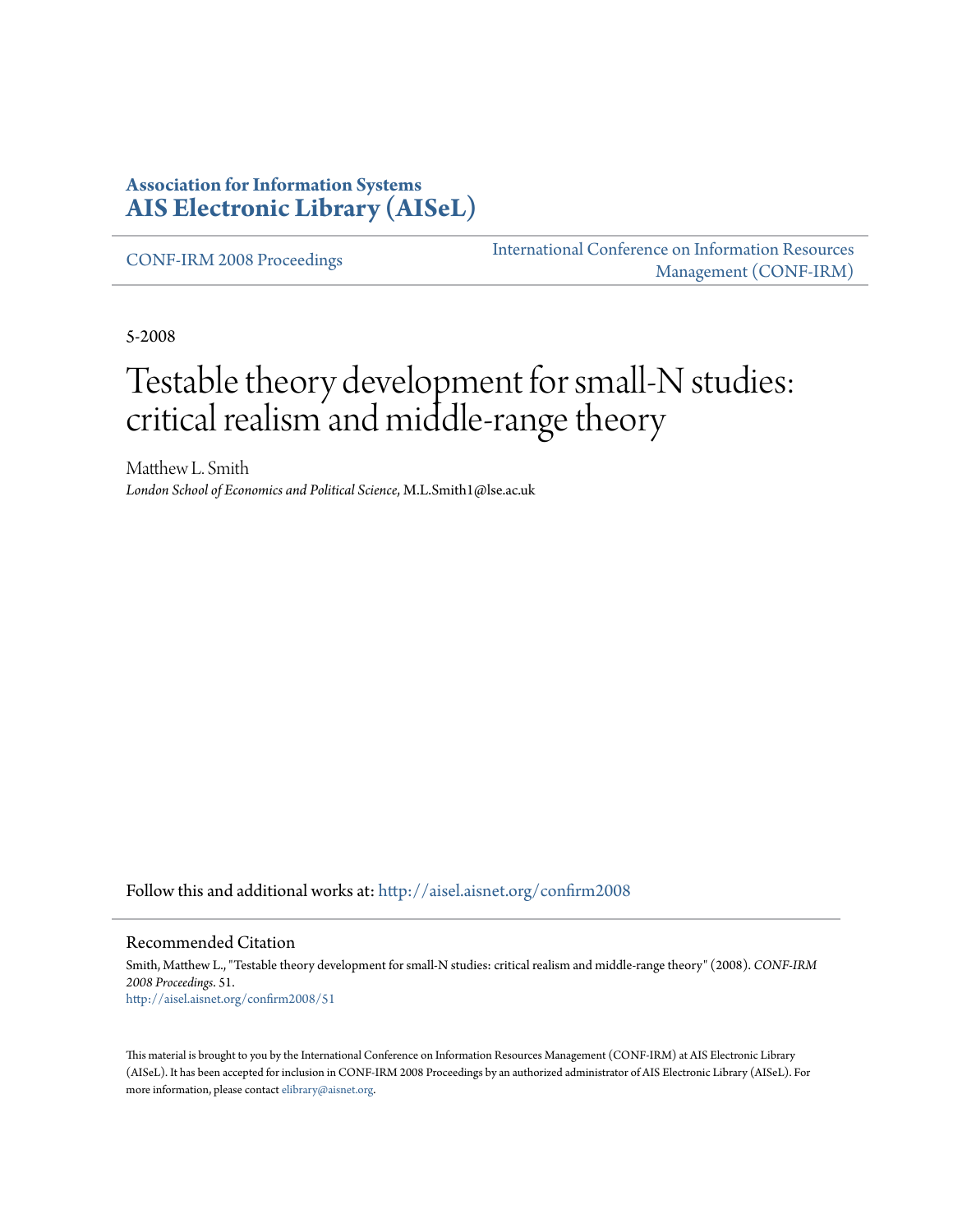**Association for Information Systems**
**AIS Electronic Library (AISeL)**

CONF-IRM 2008 Proceedings

International Conference on Information Resources Management (CONF-IRM)

5-2008

# Testable theory development for small-N studies: critical realism and middle-range theory

Matthew L. Smith
*London School of Economics and Political Science*, M.L.Smith1@lse.ac.uk

Follow this and additional works at: http://aisel.aisnet.org/confirm2008

## Recommended Citation

Smith, Matthew L., "Testable theory development for small-N studies: critical realism and middle-range theory" (2008). *CONF-IRM 2008 Proceedings*. 51.
http://aisel.aisnet.org/confirm2008/51

This material is brought to you by the International Conference on Information Resources Management (CONF-IRM) at AIS Electronic Library (AISeL). It has been accepted for inclusion in CONF-IRM 2008 Proceedings by an authorized administrator of AIS Electronic Library (AISeL). For more information, please contact elibrary@aisnet.org.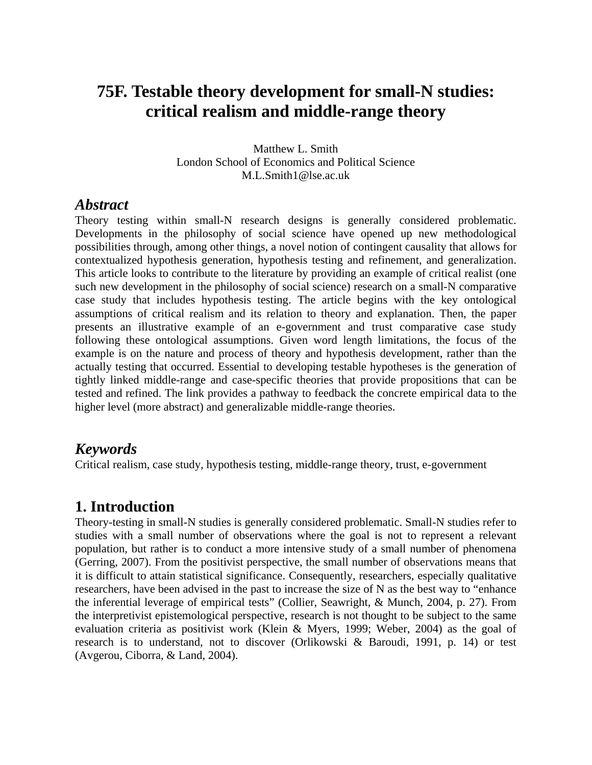# 75F. Testable theory development for small-N studies: critical realism and middle-range theory

Matthew L. Smith
London School of Economics and Political Science
M.L.Smith1@lse.ac.uk

## *Abstract*

Theory testing within small-N research designs is generally considered problematic. Developments in the philosophy of social science have opened up new methodological possibilities through, among other things, a novel notion of contingent causality that allows for contextualized hypothesis generation, hypothesis testing and refinement, and generalization. This article looks to contribute to the literature by providing an example of critical realist (one such new development in the philosophy of social science) research on a small-N comparative case study that includes hypothesis testing. The article begins with the key ontological assumptions of critical realism and its relation to theory and explanation. Then, the paper presents an illustrative example of an e-government and trust comparative case study following these ontological assumptions. Given word length limitations, the focus of the example is on the nature and process of theory and hypothesis development, rather than the actually testing that occurred. Essential to developing testable hypotheses is the generation of tightly linked middle-range and case-specific theories that provide propositions that can be tested and refined. The link provides a pathway to feedback the concrete empirical data to the higher level (more abstract) and generalizable middle-range theories.

## *Keywords*

Critical realism, case study, hypothesis testing, middle-range theory, trust, e-government

## 1. Introduction

Theory-testing in small-N studies is generally considered problematic. Small-N studies refer to studies with a small number of observations where the goal is not to represent a relevant population, but rather is to conduct a more intensive study of a small number of phenomena (Gerring, 2007). From the positivist perspective, the small number of observations means that it is difficult to attain statistical significance. Consequently, researchers, especially qualitative researchers, have been advised in the past to increase the size of N as the best way to "enhance the inferential leverage of empirical tests" (Collier, Seawright, & Munch, 2004, p. 27). From the interpretivist epistemological perspective, research is not thought to be subject to the same evaluation criteria as positivist work (Klein & Myers, 1999; Weber, 2004) as the goal of research is to understand, not to discover (Orlikowski & Baroudi, 1991, p. 14) or test (Avgerou, Ciborra, & Land, 2004).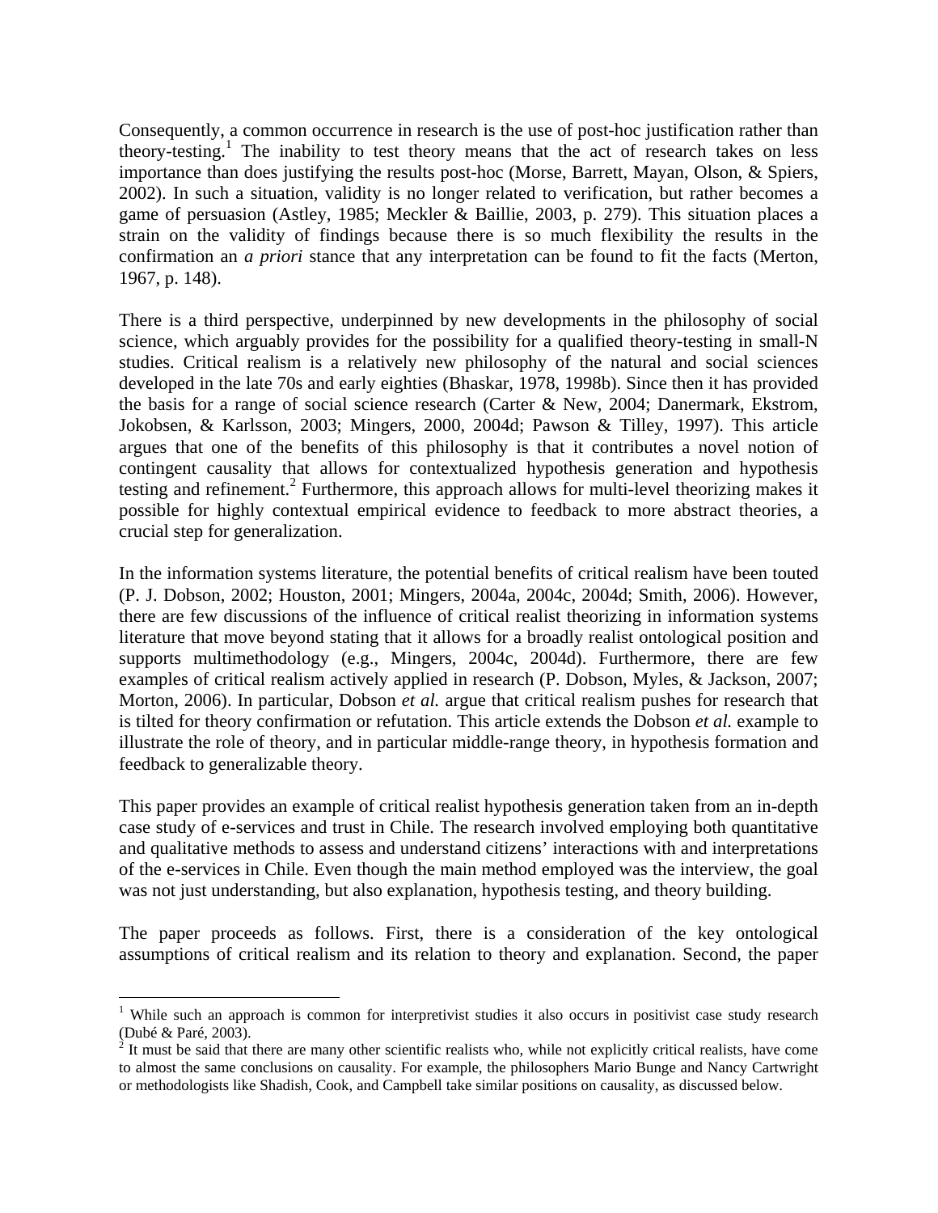Consequently, a common occurrence in research is the use of post-hoc justification rather than theory-testing.[1] The inability to test theory means that the act of research takes on less importance than does justifying the results post-hoc (Morse, Barrett, Mayan, Olson, & Spiers, 2002). In such a situation, validity is no longer related to verification, but rather becomes a game of persuasion (Astley, 1985; Meckler & Baillie, 2003, p. 279). This situation places a strain on the validity of findings because there is so much flexibility the results in the confirmation an *a priori* stance that any interpretation can be found to fit the facts (Merton, 1967, p. 148).

There is a third perspective, underpinned by new developments in the philosophy of social science, which arguably provides for the possibility for a qualified theory-testing in small-N studies. Critical realism is a relatively new philosophy of the natural and social sciences developed in the late 70s and early eighties (Bhaskar, 1978, 1998b). Since then it has provided the basis for a range of social science research (Carter & New, 2004; Danermark, Ekstrom, Jokobsen, & Karlsson, 2003; Mingers, 2000, 2004d; Pawson & Tilley, 1997). This article argues that one of the benefits of this philosophy is that it contributes a novel notion of contingent causality that allows for contextualized hypothesis generation and hypothesis testing and refinement.[2] Furthermore, this approach allows for multi-level theorizing makes it possible for highly contextual empirical evidence to feedback to more abstract theories, a crucial step for generalization.

In the information systems literature, the potential benefits of critical realism have been touted (P. J. Dobson, 2002; Houston, 2001; Mingers, 2004a, 2004c, 2004d; Smith, 2006). However, there are few discussions of the influence of critical realist theorizing in information systems literature that move beyond stating that it allows for a broadly realist ontological position and supports multimethodology (e.g., Mingers, 2004c, 2004d). Furthermore, there are few examples of critical realism actively applied in research (P. Dobson, Myles, & Jackson, 2007; Morton, 2006). In particular, Dobson *et al.* argue that critical realism pushes for research that is tilted for theory confirmation or refutation. This article extends the Dobson *et al.* example to illustrate the role of theory, and in particular middle-range theory, in hypothesis formation and feedback to generalizable theory.

This paper provides an example of critical realist hypothesis generation taken from an in-depth case study of e-services and trust in Chile. The research involved employing both quantitative and qualitative methods to assess and understand citizens' interactions with and interpretations of the e-services in Chile. Even though the main method employed was the interview, the goal was not just understanding, but also explanation, hypothesis testing, and theory building.

The paper proceeds as follows. First, there is a consideration of the key ontological assumptions of critical realism and its relation to theory and explanation. Second, the paper

---

[1] While such an approach is common for interpretivist studies it also occurs in positivist case study research (Dubé & Paré, 2003).

[2] It must be said that there are many other scientific realists who, while not explicitly critical realists, have come to almost the same conclusions on causality. For example, the philosophers Mario Bunge and Nancy Cartwright or methodologists like Shadish, Cook, and Campbell take similar positions on causality, as discussed below.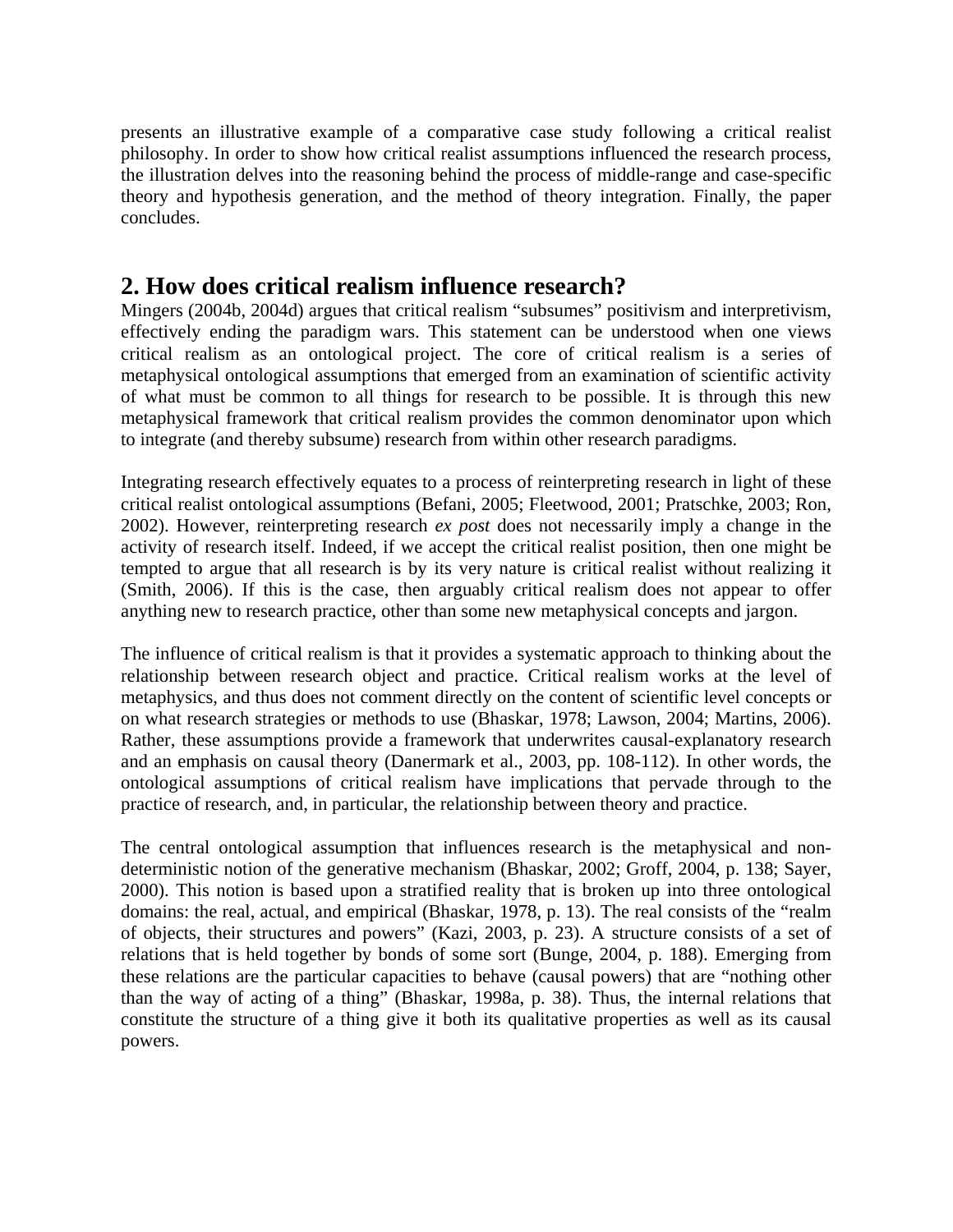presents an illustrative example of a comparative case study following a critical realist philosophy. In order to show how critical realist assumptions influenced the research process, the illustration delves into the reasoning behind the process of middle-range and case-specific theory and hypothesis generation, and the method of theory integration. Finally, the paper concludes.

## 2. How does critical realism influence research?

Mingers (2004b, 2004d) argues that critical realism "subsumes" positivism and interpretivism, effectively ending the paradigm wars. This statement can be understood when one views critical realism as an ontological project. The core of critical realism is a series of metaphysical ontological assumptions that emerged from an examination of scientific activity of what must be common to all things for research to be possible. It is through this new metaphysical framework that critical realism provides the common denominator upon which to integrate (and thereby subsume) research from within other research paradigms.

Integrating research effectively equates to a process of reinterpreting research in light of these critical realist ontological assumptions (Befani, 2005; Fleetwood, 2001; Pratschke, 2003; Ron, 2002). However, reinterpreting research *ex post* does not necessarily imply a change in the activity of research itself. Indeed, if we accept the critical realist position, then one might be tempted to argue that all research is by its very nature is critical realist without realizing it (Smith, 2006). If this is the case, then arguably critical realism does not appear to offer anything new to research practice, other than some new metaphysical concepts and jargon.

The influence of critical realism is that it provides a systematic approach to thinking about the relationship between research object and practice. Critical realism works at the level of metaphysics, and thus does not comment directly on the content of scientific level concepts or on what research strategies or methods to use (Bhaskar, 1978; Lawson, 2004; Martins, 2006). Rather, these assumptions provide a framework that underwrites causal-explanatory research and an emphasis on causal theory (Danermark et al., 2003, pp. 108-112). In other words, the ontological assumptions of critical realism have implications that pervade through to the practice of research, and, in particular, the relationship between theory and practice.

The central ontological assumption that influences research is the metaphysical and non-deterministic notion of the generative mechanism (Bhaskar, 2002; Groff, 2004, p. 138; Sayer, 2000). This notion is based upon a stratified reality that is broken up into three ontological domains: the real, actual, and empirical (Bhaskar, 1978, p. 13). The real consists of the "realm of objects, their structures and powers" (Kazi, 2003, p. 23). A structure consists of a set of relations that is held together by bonds of some sort (Bunge, 2004, p. 188). Emerging from these relations are the particular capacities to behave (causal powers) that are "nothing other than the way of acting of a thing" (Bhaskar, 1998a, p. 38). Thus, the internal relations that constitute the structure of a thing give it both its qualitative properties as well as its causal powers.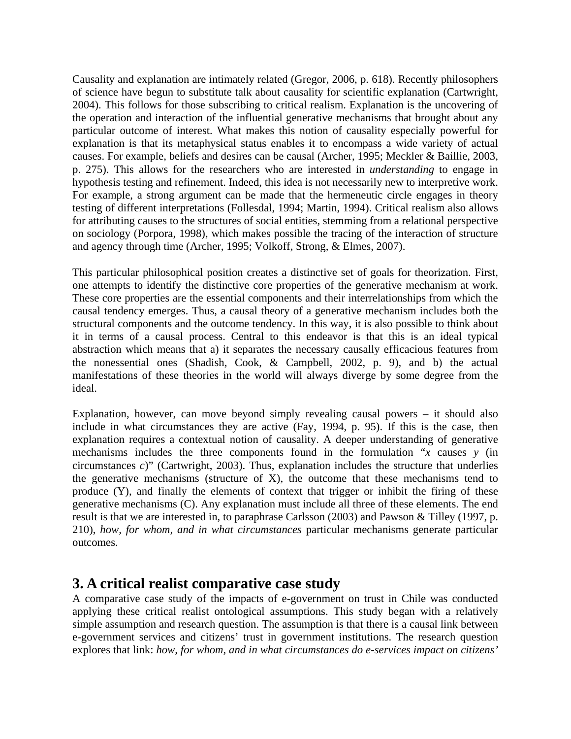Causality and explanation are intimately related (Gregor, 2006, p. 618). Recently philosophers of science have begun to substitute talk about causality for scientific explanation (Cartwright, 2004). This follows for those subscribing to critical realism. Explanation is the uncovering of the operation and interaction of the influential generative mechanisms that brought about any particular outcome of interest. What makes this notion of causality especially powerful for explanation is that its metaphysical status enables it to encompass a wide variety of actual causes. For example, beliefs and desires can be causal (Archer, 1995; Meckler & Baillie, 2003, p. 275). This allows for the researchers who are interested in *understanding* to engage in hypothesis testing and refinement. Indeed, this idea is not necessarily new to interpretive work. For example, a strong argument can be made that the hermeneutic circle engages in theory testing of different interpretations (Follesdal, 1994; Martin, 1994). Critical realism also allows for attributing causes to the structures of social entities, stemming from a relational perspective on sociology (Porpora, 1998), which makes possible the tracing of the interaction of structure and agency through time (Archer, 1995; Volkoff, Strong, & Elmes, 2007).

This particular philosophical position creates a distinctive set of goals for theorization. First, one attempts to identify the distinctive core properties of the generative mechanism at work. These core properties are the essential components and their interrelationships from which the causal tendency emerges. Thus, a causal theory of a generative mechanism includes both the structural components and the outcome tendency. In this way, it is also possible to think about it in terms of a causal process. Central to this endeavor is that this is an ideal typical abstraction which means that a) it separates the necessary causally efficacious features from the nonessential ones (Shadish, Cook, & Campbell, 2002, p. 9), and b) the actual manifestations of these theories in the world will always diverge by some degree from the ideal.

Explanation, however, can move beyond simply revealing causal powers – it should also include in what circumstances they are active (Fay, 1994, p. 95). If this is the case, then explanation requires a contextual notion of causality. A deeper understanding of generative mechanisms includes the three components found in the formulation "*x* causes *y* (in circumstances *c*)" (Cartwright, 2003). Thus, explanation includes the structure that underlies the generative mechanisms (structure of X), the outcome that these mechanisms tend to produce (Y), and finally the elements of context that trigger or inhibit the firing of these generative mechanisms (C). Any explanation must include all three of these elements. The end result is that we are interested in, to paraphrase Carlsson (2003) and Pawson & Tilley (1997, p. 210), *how, for whom, and in what circumstances* particular mechanisms generate particular outcomes.

## 3. A critical realist comparative case study

A comparative case study of the impacts of e-government on trust in Chile was conducted applying these critical realist ontological assumptions. This study began with a relatively simple assumption and research question. The assumption is that there is a causal link between e-government services and citizens' trust in government institutions. The research question explores that link: *how, for whom, and in what circumstances do e-services impact on citizens'*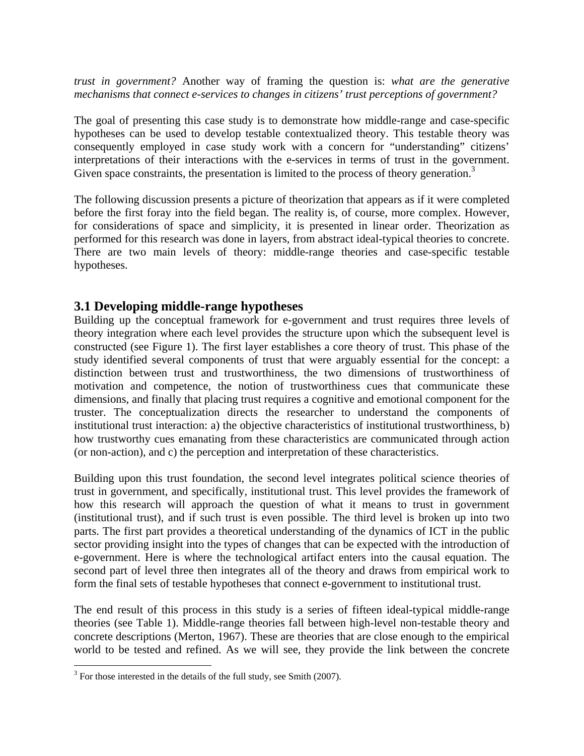*trust in government?* Another way of framing the question is: *what are the generative mechanisms that connect e-services to changes in citizens' trust perceptions of government?*

The goal of presenting this case study is to demonstrate how middle-range and case-specific hypotheses can be used to develop testable contextualized theory. This testable theory was consequently employed in case study work with a concern for "understanding" citizens' interpretations of their interactions with the e-services in terms of trust in the government. Given space constraints, the presentation is limited to the process of theory generation.[3]

The following discussion presents a picture of theorization that appears as if it were completed before the first foray into the field began. The reality is, of course, more complex. However, for considerations of space and simplicity, it is presented in linear order. Theorization as performed for this research was done in layers, from abstract ideal-typical theories to concrete. There are two main levels of theory: middle-range theories and case-specific testable hypotheses.

## 3.1 Developing middle-range hypotheses

Building up the conceptual framework for e-government and trust requires three levels of theory integration where each level provides the structure upon which the subsequent level is constructed (see Figure 1). The first layer establishes a core theory of trust. This phase of the study identified several components of trust that were arguably essential for the concept: a distinction between trust and trustworthiness, the two dimensions of trustworthiness of motivation and competence, the notion of trustworthiness cues that communicate these dimensions, and finally that placing trust requires a cognitive and emotional component for the truster. The conceptualization directs the researcher to understand the components of institutional trust interaction: a) the objective characteristics of institutional trustworthiness, b) how trustworthy cues emanating from these characteristics are communicated through action (or non-action), and c) the perception and interpretation of these characteristics.

Building upon this trust foundation, the second level integrates political science theories of trust in government, and specifically, institutional trust. This level provides the framework of how this research will approach the question of what it means to trust in government (institutional trust), and if such trust is even possible. The third level is broken up into two parts. The first part provides a theoretical understanding of the dynamics of ICT in the public sector providing insight into the types of changes that can be expected with the introduction of e-government. Here is where the technological artifact enters into the causal equation. The second part of level three then integrates all of the theory and draws from empirical work to form the final sets of testable hypotheses that connect e-government to institutional trust.

The end result of this process in this study is a series of fifteen ideal-typical middle-range theories (see Table 1). Middle-range theories fall between high-level non-testable theory and concrete descriptions (Merton, 1967). These are theories that are close enough to the empirical world to be tested and refined. As we will see, they provide the link between the concrete

---

[3] For those interested in the details of the full study, see Smith (2007).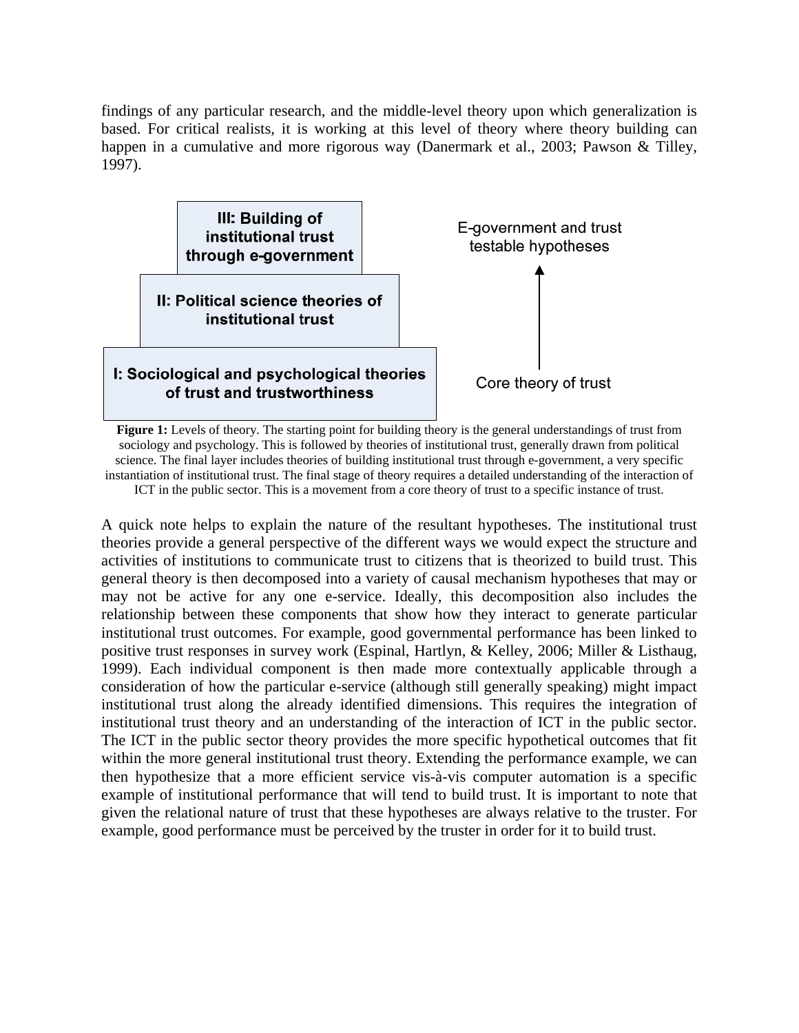findings of any particular research, and the middle-level theory upon which generalization is based. For critical realists, it is working at this level of theory where theory building can happen in a cumulative and more rigorous way (Danermark et al., 2003; Pawson & Tilley, 1997).

III: Building of institutional trust through e-government

II: Political science theories of institutional trust

I: Sociological and psychological theories of trust and trustworthiness

E-government and trust testable hypotheses

Core theory of trust

**Figure 1:** Levels of theory. The starting point for building theory is the general understandings of trust from sociology and psychology. This is followed by theories of institutional trust, generally drawn from political science. The final layer includes theories of building institutional trust through e-government, a very specific instantiation of institutional trust. The final stage of theory requires a detailed understanding of the interaction of ICT in the public sector. This is a movement from a core theory of trust to a specific instance of trust.

A quick note helps to explain the nature of the resultant hypotheses. The institutional trust theories provide a general perspective of the different ways we would expect the structure and activities of institutions to communicate trust to citizens that is theorized to build trust. This general theory is then decomposed into a variety of causal mechanism hypotheses that may or may not be active for any one e-service. Ideally, this decomposition also includes the relationship between these components that show how they interact to generate particular institutional trust outcomes. For example, good governmental performance has been linked to positive trust responses in survey work (Espinal, Hartlyn, & Kelley, 2006; Miller & Listhaug, 1999). Each individual component is then made more contextually applicable through a consideration of how the particular e-service (although still generally speaking) might impact institutional trust along the already identified dimensions. This requires the integration of institutional trust theory and an understanding of the interaction of ICT in the public sector. The ICT in the public sector theory provides the more specific hypothetical outcomes that fit within the more general institutional trust theory. Extending the performance example, we can then hypothesize that a more efficient service vis-à-vis computer automation is a specific example of institutional performance that will tend to build trust. It is important to note that given the relational nature of trust that these hypotheses are always relative to the truster. For example, good performance must be perceived by the truster in order for it to build trust.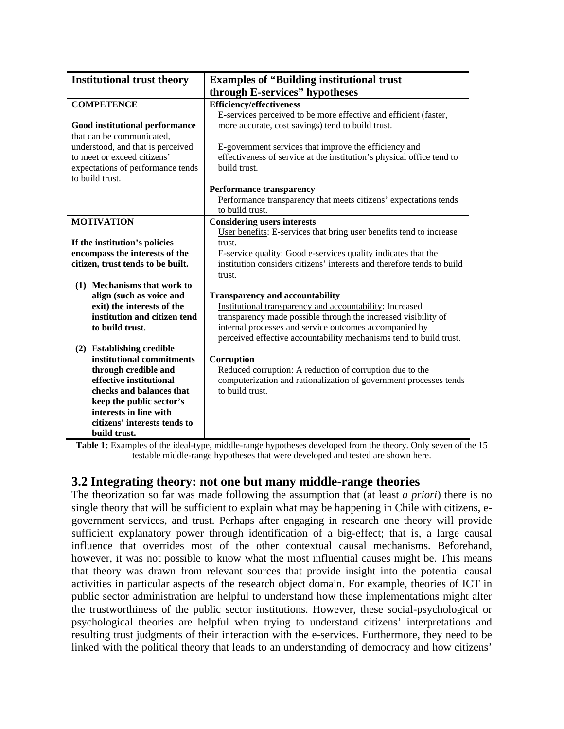| Institutional trust theory | Examples of "Building institutional trust through E-services" hypotheses |
|---|---|
| **COMPETENCE**<br><br>**Good institutional performance** that can be communicated, understood, and that is perceived to meet or exceed citizens' expectations of performance tends to build trust. | **Efficiency/effectiveness**<br>E-services perceived to be more effective and efficient (faster, more accurate, cost savings) tend to build trust.<br><br>E-government services that improve the efficiency and effectiveness of service at the institution's physical office tend to build trust.<br><br>**Performance transparency**<br>Performance transparency that meets citizens' expectations tends to build trust. |
| **MOTIVATION**<br><br>**If the institution's policies encompass the interests of the citizen, trust tends to be built.**<br><br>**(1) Mechanisms that work to align (such as voice and exit) the interests of the institution and citizen tend to build trust.**<br><br>**(2) Establishing credible institutional commitments through credible and effective institutional checks and balances that keep the public sector's interests in line with citizens' interests tends to build trust.** | **Considering users interests**<br>User benefits: E-services that bring user benefits tend to increase trust.<br>E-service quality: Good e-services quality indicates that the institution considers citizens' interests and therefore tends to build trust.<br><br>**Transparency and accountability**<br>Institutional transparency and accountability: Increased transparency made possible through the increased visibility of internal processes and service outcomes accompanied by perceived effective accountability mechanisms tend to build trust.<br><br>**Corruption**<br>Reduced corruption: A reduction of corruption due to the computerization and rationalization of government processes tends to build trust. |

**Table 1:** Examples of the ideal-type, middle-range hypotheses developed from the theory. Only seven of the 15 testable middle-range hypotheses that were developed and tested are shown here.

## 3.2 Integrating theory: not one but many middle-range theories

The theorization so far was made following the assumption that (at least *a priori*) there is no single theory that will be sufficient to explain what may be happening in Chile with citizens, e-government services, and trust. Perhaps after engaging in research one theory will provide sufficient explanatory power through identification of a big-effect; that is, a large causal influence that overrides most of the other contextual causal mechanisms. Beforehand, however, it was not possible to know what the most influential causes might be. This means that theory was drawn from relevant sources that provide insight into the potential causal activities in particular aspects of the research object domain. For example, theories of ICT in public sector administration are helpful to understand how these implementations might alter the trustworthiness of the public sector institutions. However, these social-psychological or psychological theories are helpful when trying to understand citizens' interpretations and resulting trust judgments of their interaction with the e-services. Furthermore, they need to be linked with the political theory that leads to an understanding of democracy and how citizens'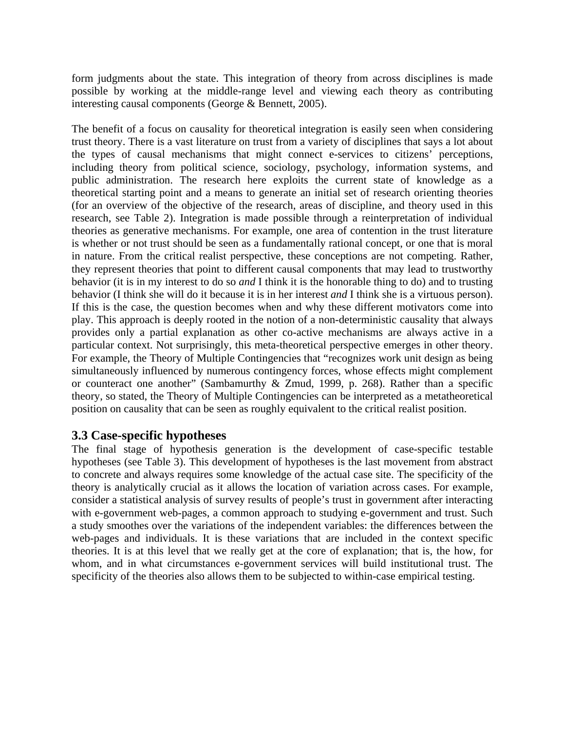form judgments about the state. This integration of theory from across disciplines is made possible by working at the middle-range level and viewing each theory as contributing interesting causal components (George & Bennett, 2005).

The benefit of a focus on causality for theoretical integration is easily seen when considering trust theory. There is a vast literature on trust from a variety of disciplines that says a lot about the types of causal mechanisms that might connect e-services to citizens' perceptions, including theory from political science, sociology, psychology, information systems, and public administration. The research here exploits the current state of knowledge as a theoretical starting point and a means to generate an initial set of research orienting theories (for an overview of the objective of the research, areas of discipline, and theory used in this research, see Table 2). Integration is made possible through a reinterpretation of individual theories as generative mechanisms. For example, one area of contention in the trust literature is whether or not trust should be seen as a fundamentally rational concept, or one that is moral in nature. From the critical realist perspective, these conceptions are not competing. Rather, they represent theories that point to different causal components that may lead to trustworthy behavior (it is in my interest to do so *and* I think it is the honorable thing to do) and to trusting behavior (I think she will do it because it is in her interest *and* I think she is a virtuous person). If this is the case, the question becomes when and why these different motivators come into play. This approach is deeply rooted in the notion of a non-deterministic causality that always provides only a partial explanation as other co-active mechanisms are always active in a particular context. Not surprisingly, this meta-theoretical perspective emerges in other theory. For example, the Theory of Multiple Contingencies that "recognizes work unit design as being simultaneously influenced by numerous contingency forces, whose effects might complement or counteract one another" (Sambamurthy & Zmud, 1999, p. 268). Rather than a specific theory, so stated, the Theory of Multiple Contingencies can be interpreted as a metatheoretical position on causality that can be seen as roughly equivalent to the critical realist position.

## 3.3 Case-specific hypotheses

The final stage of hypothesis generation is the development of case-specific testable hypotheses (see Table 3). This development of hypotheses is the last movement from abstract to concrete and always requires some knowledge of the actual case site. The specificity of the theory is analytically crucial as it allows the location of variation across cases. For example, consider a statistical analysis of survey results of people's trust in government after interacting with e-government web-pages, a common approach to studying e-government and trust. Such a study smoothes over the variations of the independent variables: the differences between the web-pages and individuals. It is these variations that are included in the context specific theories. It is at this level that we really get at the core of explanation; that is, the how, for whom, and in what circumstances e-government services will build institutional trust. The specificity of the theories also allows them to be subjected to within-case empirical testing.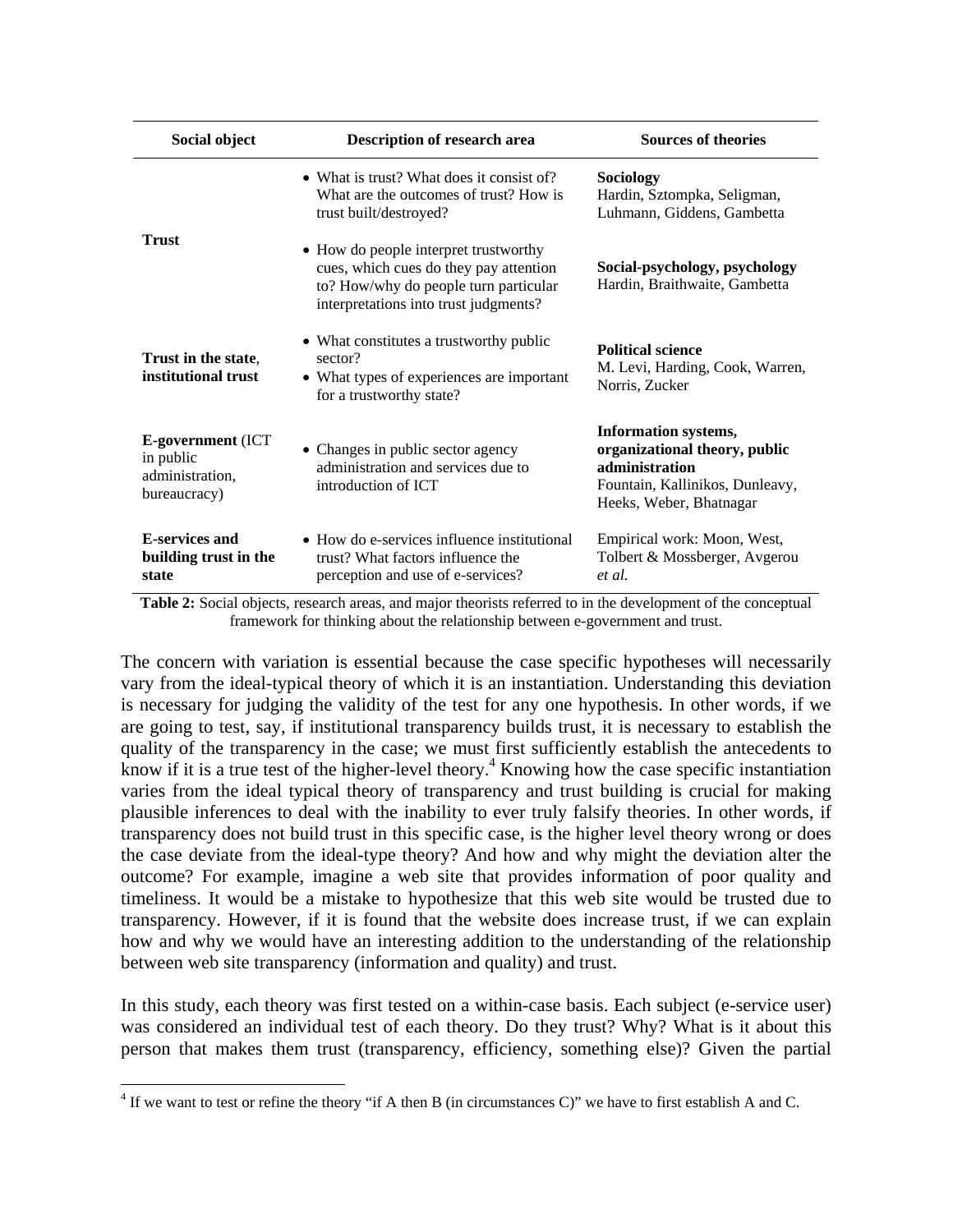| Social object | Description of research area | Sources of theories |
|---|---|---|
| **Trust** | • What is trust? What does it consist of? What are the outcomes of trust? How is trust built/destroyed? | **Sociology** Hardin, Sztompka, Seligman, Luhmann, Giddens, Gambetta |
| | • How do people interpret trustworthy cues, which cues do they pay attention to? How/why do people turn particular interpretations into trust judgments? | **Social-psychology, psychology** Hardin, Braithwaite, Gambetta |
| **Trust in the state**, **institutional trust** | • What constitutes a trustworthy public sector? • What types of experiences are important for a trustworthy state? | **Political science** M. Levi, Harding, Cook, Warren, Norris, Zucker |
| **E-government** (ICT in public administration, bureaucracy) | • Changes in public sector agency administration and services due to introduction of ICT | **Information systems, organizational theory, public administration** Fountain, Kallinikos, Dunleavy, Heeks, Weber, Bhatnagar |
| **E-services and building trust in the state** | • How do e-services influence institutional trust? What factors influence the perception and use of e-services? | Empirical work: Moon, West, Tolbert & Mossberger, Avgerou *et al.* |

**Table 2:** Social objects, research areas, and major theorists referred to in the development of the conceptual framework for thinking about the relationship between e-government and trust.

The concern with variation is essential because the case specific hypotheses will necessarily vary from the ideal-typical theory of which it is an instantiation. Understanding this deviation is necessary for judging the validity of the test for any one hypothesis. In other words, if we are going to test, say, if institutional transparency builds trust, it is necessary to establish the quality of the transparency in the case; we must first sufficiently establish the antecedents to know if it is a true test of the higher-level theory.[4] Knowing how the case specific instantiation varies from the ideal typical theory of transparency and trust building is crucial for making plausible inferences to deal with the inability to ever truly falsify theories. In other words, if transparency does not build trust in this specific case, is the higher level theory wrong or does the case deviate from the ideal-type theory? And how and why might the deviation alter the outcome? For example, imagine a web site that provides information of poor quality and timeliness. It would be a mistake to hypothesize that this web site would be trusted due to transparency. However, if it is found that the website does increase trust, if we can explain how and why we would have an interesting addition to the understanding of the relationship between web site transparency (information and quality) and trust.

In this study, each theory was first tested on a within-case basis. Each subject (e-service user) was considered an individual test of each theory. Do they trust? Why? What is it about this person that makes them trust (transparency, efficiency, something else)? Given the partial

[4] If we want to test or refine the theory "if A then B (in circumstances C)" we have to first establish A and C.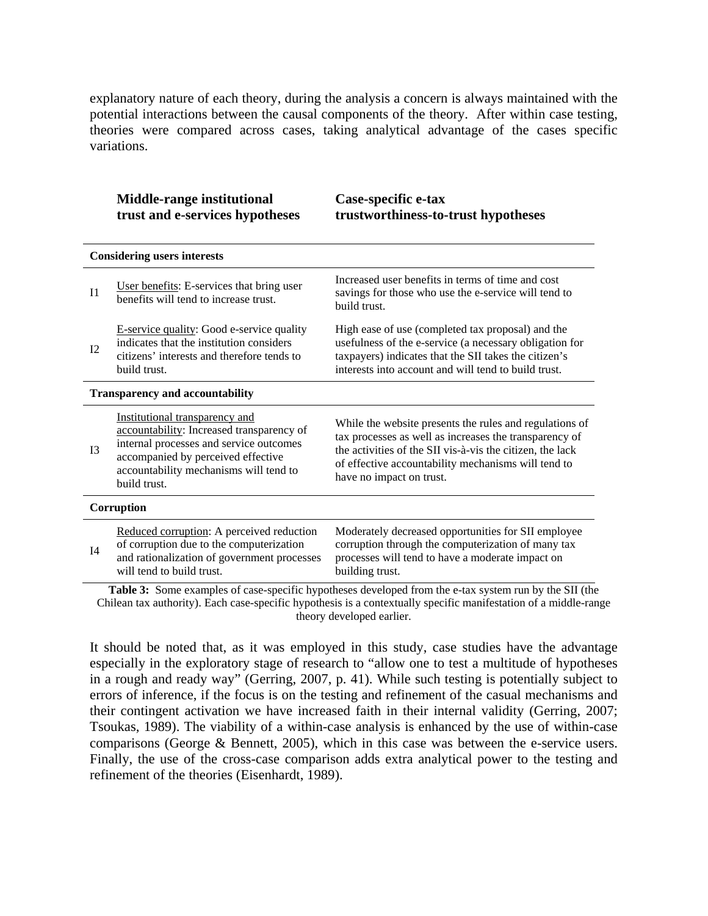explanatory nature of each theory, during the analysis a concern is always maintained with the potential interactions between the causal components of the theory. After within case testing, theories were compared across cases, taking analytical advantage of the cases specific variations.

| | **Middle-range institutional trust and e-services hypotheses** | **Case-specific e-tax trustworthiness-to-trust hypotheses** |
|---|---|---|
| **Considering users interests** | | |
| I1 | User benefits: E-services that bring user benefits will tend to increase trust. | Increased user benefits in terms of time and cost savings for those who use the e-service will tend to build trust. |
| I2 | E-service quality: Good e-service quality indicates that the institution considers citizens' interests and therefore tends to build trust. | High ease of use (completed tax proposal) and the usefulness of the e-service (a necessary obligation for taxpayers) indicates that the SII takes the citizen's interests into account and will tend to build trust. |
| **Transparency and accountability** | | |
| I3 | Institutional transparency and accountability: Increased transparency of internal processes and service outcomes accompanied by perceived effective accountability mechanisms will tend to build trust. | While the website presents the rules and regulations of tax processes as well as increases the transparency of the activities of the SII vis-à-vis the citizen, the lack of effective accountability mechanisms will tend to have no impact on trust. |
| **Corruption** | | |
| I4 | Reduced corruption: A perceived reduction of corruption due to the computerization and rationalization of government processes will tend to build trust. | Moderately decreased opportunities for SII employee corruption through the computerization of many tax processes will tend to have a moderate impact on building trust. |

**Table 3:** Some examples of case-specific hypotheses developed from the e-tax system run by the SII (the Chilean tax authority). Each case-specific hypothesis is a contextually specific manifestation of a middle-range theory developed earlier.

It should be noted that, as it was employed in this study, case studies have the advantage especially in the exploratory stage of research to "allow one to test a multitude of hypotheses in a rough and ready way" (Gerring, 2007, p. 41). While such testing is potentially subject to errors of inference, if the focus is on the testing and refinement of the casual mechanisms and their contingent activation we have increased faith in their internal validity (Gerring, 2007; Tsoukas, 1989). The viability of a within-case analysis is enhanced by the use of within-case comparisons (George & Bennett, 2005), which in this case was between the e-service users. Finally, the use of the cross-case comparison adds extra analytical power to the testing and refinement of the theories (Eisenhardt, 1989).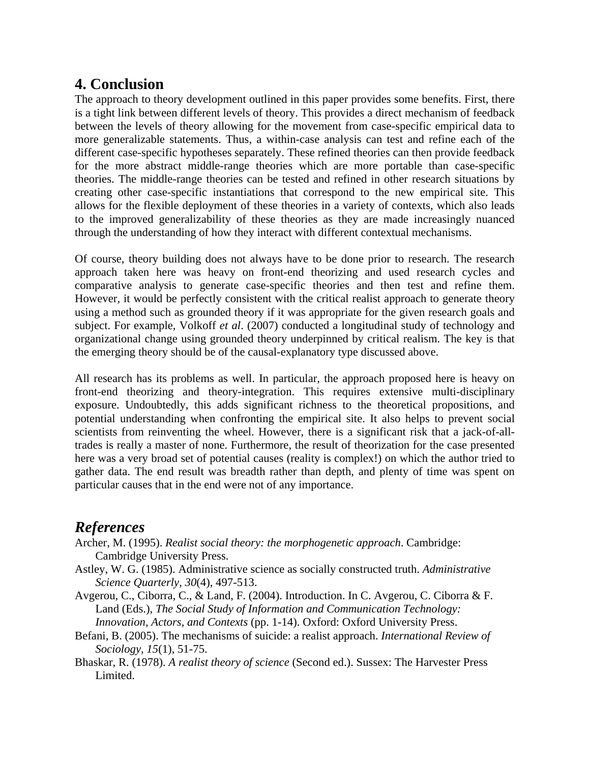## 4. Conclusion

The approach to theory development outlined in this paper provides some benefits. First, there is a tight link between different levels of theory. This provides a direct mechanism of feedback between the levels of theory allowing for the movement from case-specific empirical data to more generalizable statements. Thus, a within-case analysis can test and refine each of the different case-specific hypotheses separately. These refined theories can then provide feedback for the more abstract middle-range theories which are more portable than case-specific theories. The middle-range theories can be tested and refined in other research situations by creating other case-specific instantiations that correspond to the new empirical site. This allows for the flexible deployment of these theories in a variety of contexts, which also leads to the improved generalizability of these theories as they are made increasingly nuanced through the understanding of how they interact with different contextual mechanisms.

Of course, theory building does not always have to be done prior to research. The research approach taken here was heavy on front-end theorizing and used research cycles and comparative analysis to generate case-specific theories and then test and refine them. However, it would be perfectly consistent with the critical realist approach to generate theory using a method such as grounded theory if it was appropriate for the given research goals and subject. For example, Volkoff *et al*. (2007) conducted a longitudinal study of technology and organizational change using grounded theory underpinned by critical realism. The key is that the emerging theory should be of the causal-explanatory type discussed above.

All research has its problems as well. In particular, the approach proposed here is heavy on front-end theorizing and theory-integration. This requires extensive multi-disciplinary exposure. Undoubtedly, this adds significant richness to the theoretical propositions, and potential understanding when confronting the empirical site. It also helps to prevent social scientists from reinventing the wheel. However, there is a significant risk that a jack-of-all-trades is really a master of none. Furthermore, the result of theorization for the case presented here was a very broad set of potential causes (reality is complex!) on which the author tried to gather data. The end result was breadth rather than depth, and plenty of time was spent on particular causes that in the end were not of any importance.

## *References*

Archer, M. (1995). *Realist social theory: the morphogenetic approach*. Cambridge: Cambridge University Press.

Astley, W. G. (1985). Administrative science as socially constructed truth. *Administrative Science Quarterly, 30*(4), 497-513.

Avgerou, C., Ciborra, C., & Land, F. (2004). Introduction. In C. Avgerou, C. Ciborra & F. Land (Eds.), *The Social Study of Information and Communication Technology: Innovation, Actors, and Contexts* (pp. 1-14). Oxford: Oxford University Press.

Befani, B. (2005). The mechanisms of suicide: a realist approach. *International Review of Sociology, 15*(1), 51-75.

Bhaskar, R. (1978). *A realist theory of science* (Second ed.). Sussex: The Harvester Press Limited.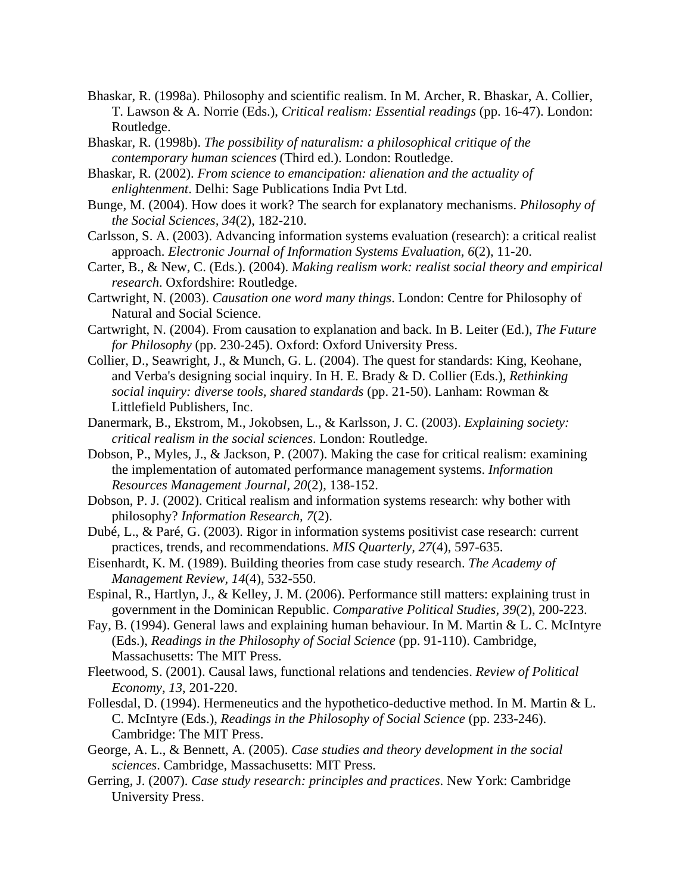Bhaskar, R. (1998a). Philosophy and scientific realism. In M. Archer, R. Bhaskar, A. Collier, T. Lawson & A. Norrie (Eds.), *Critical realism: Essential readings* (pp. 16-47). London: Routledge.

Bhaskar, R. (1998b). *The possibility of naturalism: a philosophical critique of the contemporary human sciences* (Third ed.). London: Routledge.

Bhaskar, R. (2002). *From science to emancipation: alienation and the actuality of enlightenment*. Delhi: Sage Publications India Pvt Ltd.

Bunge, M. (2004). How does it work? The search for explanatory mechanisms. *Philosophy of the Social Sciences, 34*(2), 182-210.

Carlsson, S. A. (2003). Advancing information systems evaluation (research): a critical realist approach. *Electronic Journal of Information Systems Evaluation, 6*(2), 11-20.

Carter, B., & New, C. (Eds.). (2004). *Making realism work: realist social theory and empirical research*. Oxfordshire: Routledge.

Cartwright, N. (2003). *Causation one word many things*. London: Centre for Philosophy of Natural and Social Science.

Cartwright, N. (2004). From causation to explanation and back. In B. Leiter (Ed.), *The Future for Philosophy* (pp. 230-245). Oxford: Oxford University Press.

Collier, D., Seawright, J., & Munch, G. L. (2004). The quest for standards: King, Keohane, and Verba's designing social inquiry. In H. E. Brady & D. Collier (Eds.), *Rethinking social inquiry: diverse tools, shared standards* (pp. 21-50). Lanham: Rowman & Littlefield Publishers, Inc.

Danermark, B., Ekstrom, M., Jokobsen, L., & Karlsson, J. C. (2003). *Explaining society: critical realism in the social sciences*. London: Routledge.

Dobson, P., Myles, J., & Jackson, P. (2007). Making the case for critical realism: examining the implementation of automated performance management systems. *Information Resources Management Journal, 20*(2), 138-152.

Dobson, P. J. (2002). Critical realism and information systems research: why bother with philosophy? *Information Research, 7*(2).

Dubé, L., & Paré, G. (2003). Rigor in information systems positivist case research: current practices, trends, and recommendations. *MIS Quarterly, 27*(4), 597-635.

Eisenhardt, K. M. (1989). Building theories from case study research. *The Academy of Management Review, 14*(4), 532-550.

Espinal, R., Hartlyn, J., & Kelley, J. M. (2006). Performance still matters: explaining trust in government in the Dominican Republic. *Comparative Political Studies, 39*(2), 200-223.

Fay, B. (1994). General laws and explaining human behaviour. In M. Martin & L. C. McIntyre (Eds.), *Readings in the Philosophy of Social Science* (pp. 91-110). Cambridge, Massachusetts: The MIT Press.

Fleetwood, S. (2001). Causal laws, functional relations and tendencies. *Review of Political Economy, 13*, 201-220.

Follesdal, D. (1994). Hermeneutics and the hypothetico-deductive method. In M. Martin & L. C. McIntyre (Eds.), *Readings in the Philosophy of Social Science* (pp. 233-246). Cambridge: The MIT Press.

George, A. L., & Bennett, A. (2005). *Case studies and theory development in the social sciences*. Cambridge, Massachusetts: MIT Press.

Gerring, J. (2007). *Case study research: principles and practices*. New York: Cambridge University Press.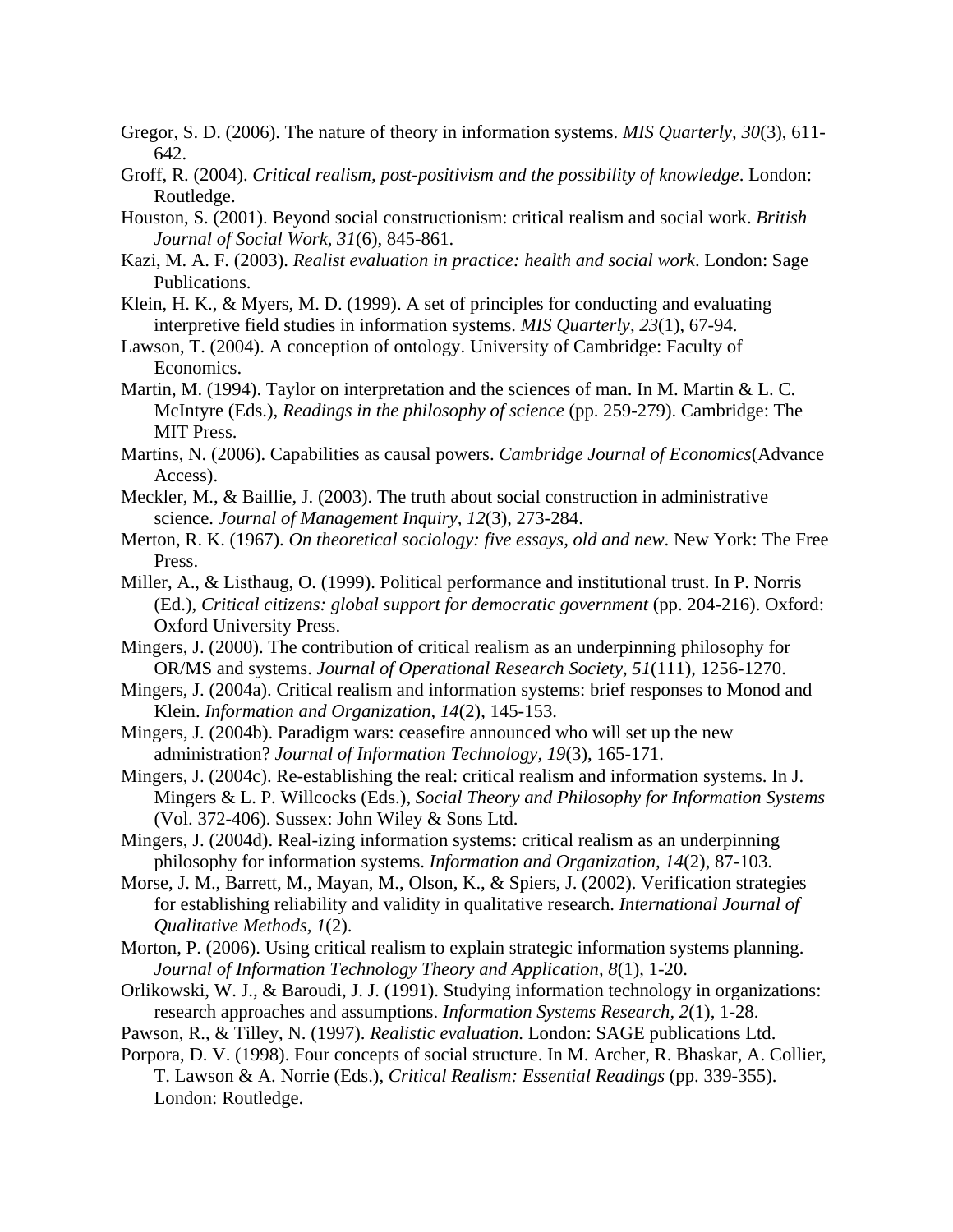Gregor, S. D. (2006). The nature of theory in information systems. *MIS Quarterly, 30*(3), 611-642.

Groff, R. (2004). *Critical realism, post-positivism and the possibility of knowledge*. London: Routledge.

Houston, S. (2001). Beyond social constructionism: critical realism and social work. *British Journal of Social Work, 31*(6), 845-861.

Kazi, M. A. F. (2003). *Realist evaluation in practice: health and social work*. London: Sage Publications.

Klein, H. K., & Myers, M. D. (1999). A set of principles for conducting and evaluating interpretive field studies in information systems. *MIS Quarterly, 23*(1), 67-94.

Lawson, T. (2004). A conception of ontology. University of Cambridge: Faculty of Economics.

Martin, M. (1994). Taylor on interpretation and the sciences of man. In M. Martin & L. C. McIntyre (Eds.), *Readings in the philosophy of science* (pp. 259-279). Cambridge: The MIT Press.

Martins, N. (2006). Capabilities as causal powers. *Cambridge Journal of Economics*(Advance Access).

Meckler, M., & Baillie, J. (2003). The truth about social construction in administrative science. *Journal of Management Inquiry, 12*(3), 273-284.

Merton, R. K. (1967). *On theoretical sociology: five essays, old and new*. New York: The Free Press.

Miller, A., & Listhaug, O. (1999). Political performance and institutional trust. In P. Norris (Ed.), *Critical citizens: global support for democratic government* (pp. 204-216). Oxford: Oxford University Press.

Mingers, J. (2000). The contribution of critical realism as an underpinning philosophy for OR/MS and systems. *Journal of Operational Research Society, 51*(111), 1256-1270.

Mingers, J. (2004a). Critical realism and information systems: brief responses to Monod and Klein. *Information and Organization, 14*(2), 145-153.

Mingers, J. (2004b). Paradigm wars: ceasefire announced who will set up the new administration? *Journal of Information Technology, 19*(3), 165-171.

Mingers, J. (2004c). Re-establishing the real: critical realism and information systems. In J. Mingers & L. P. Willcocks (Eds.), *Social Theory and Philosophy for Information Systems* (Vol. 372-406). Sussex: John Wiley & Sons Ltd.

Mingers, J. (2004d). Real-izing information systems: critical realism as an underpinning philosophy for information systems. *Information and Organization, 14*(2), 87-103.

Morse, J. M., Barrett, M., Mayan, M., Olson, K., & Spiers, J. (2002). Verification strategies for establishing reliability and validity in qualitative research. *International Journal of Qualitative Methods, 1*(2).

Morton, P. (2006). Using critical realism to explain strategic information systems planning. *Journal of Information Technology Theory and Application, 8*(1), 1-20.

Orlikowski, W. J., & Baroudi, J. J. (1991). Studying information technology in organizations: research approaches and assumptions. *Information Systems Research, 2*(1), 1-28.

Pawson, R., & Tilley, N. (1997). *Realistic evaluation*. London: SAGE publications Ltd.

Porpora, D. V. (1998). Four concepts of social structure. In M. Archer, R. Bhaskar, A. Collier, T. Lawson & A. Norrie (Eds.), *Critical Realism: Essential Readings* (pp. 339-355). London: Routledge.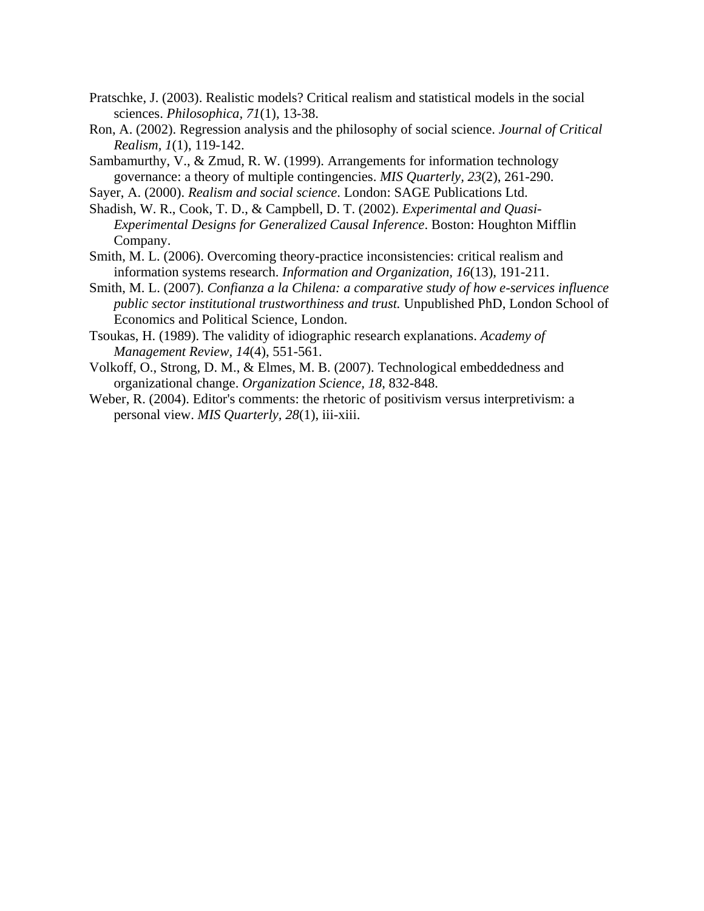Pratschke, J. (2003). Realistic models? Critical realism and statistical models in the social sciences. *Philosophica*, *71*(1), 13-38.

Ron, A. (2002). Regression analysis and the philosophy of social science. *Journal of Critical Realism*, *1*(1), 119-142.

Sambamurthy, V., & Zmud, R. W. (1999). Arrangements for information technology governance: a theory of multiple contingencies. *MIS Quarterly, 23*(2), 261-290.

Sayer, A. (2000). *Realism and social science*. London: SAGE Publications Ltd.

Shadish, W. R., Cook, T. D., & Campbell, D. T. (2002). *Experimental and Quasi-Experimental Designs for Generalized Causal Inference*. Boston: Houghton Mifflin Company.

Smith, M. L. (2006). Overcoming theory-practice inconsistencies: critical realism and information systems research. *Information and Organization, 16*(13), 191-211.

Smith, M. L. (2007). *Confianza a la Chilena: a comparative study of how e-services influence public sector institutional trustworthiness and trust.* Unpublished PhD, London School of Economics and Political Science, London.

Tsoukas, H. (1989). The validity of idiographic research explanations. *Academy of Management Review*, *14*(4), 551-561.

Volkoff, O., Strong, D. M., & Elmes, M. B. (2007). Technological embeddedness and organizational change. *Organization Science, 18*, 832-848.

Weber, R. (2004). Editor's comments: the rhetoric of positivism versus interpretivism: a personal view. *MIS Quarterly*, *28*(1), iii-xiii.